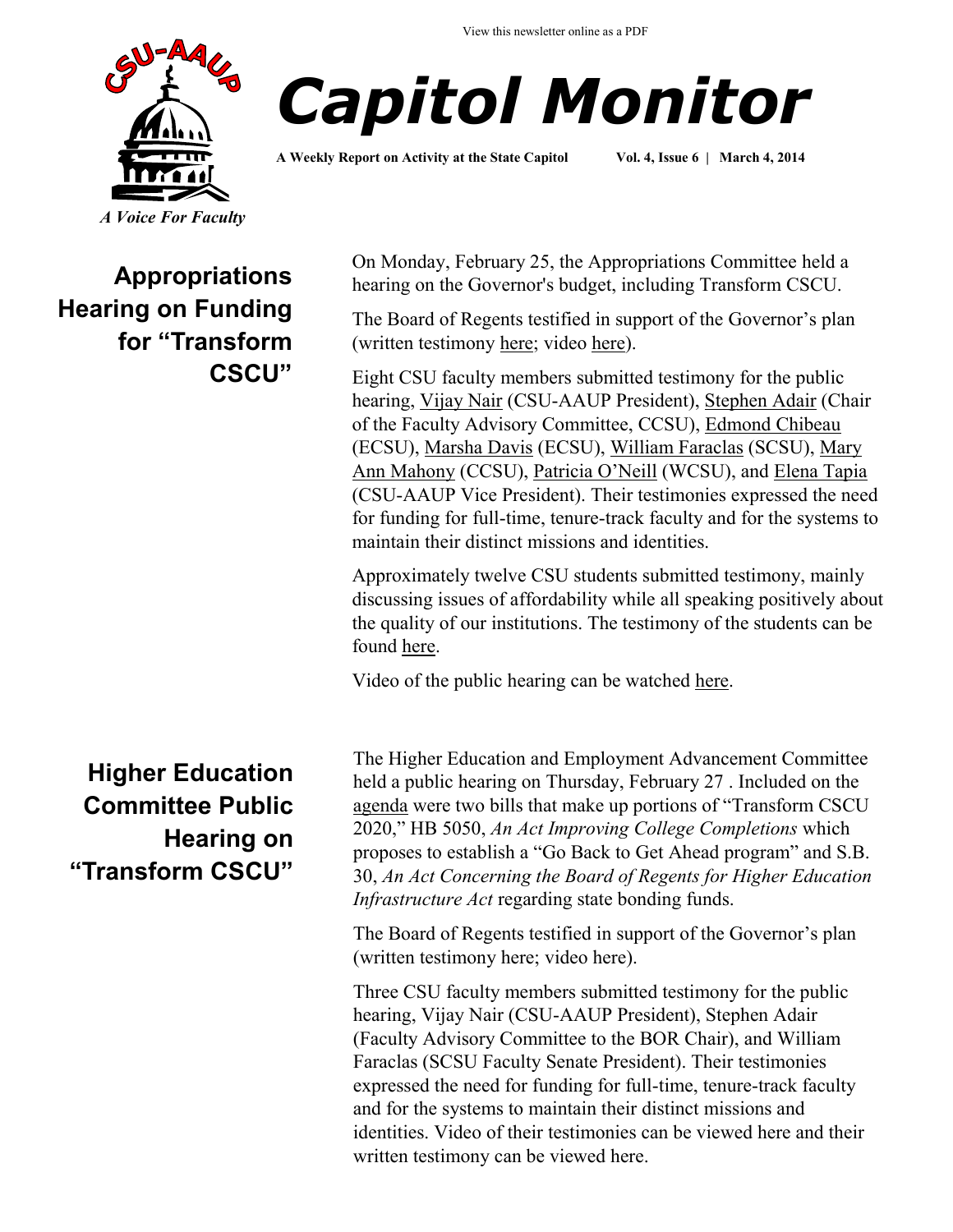View this newsletter online as a PDF

# Capitol Monitor

**A Weekly Report on Activity at the State Capitol** **Vol. 4, Issue 6 | March 4, 2014**

*A Voice For Faculty*

## Appropriations Hearing on Funding for "Transform CSCU"

On Monday, February 25, the Appropriations Committee held a hearing on the Governor's budget, including Transform CSCU.

The Board of Regents testified in support of the Governor's plan (written testimony here; video here).

Eight CSU faculty members submitted testimony for the public hearing, Vijay Nair (CSU-AAUP President), Stephen Adair (Chair of the Faculty Advisory Committee, CCSU), Edmond Chibeau (ECSU), Marsha Davis (ECSU), William Faraclas (SCSU), Mary Ann Mahony (CCSU), Patricia O'Neill (WCSU), and Elena Tapia (CSU-AAUP Vice President). Their testimonies expressed the need for funding for full-time, tenure-track faculty and for the systems to maintain their distinct missions and identities.

Approximately twelve CSU students submitted testimony, mainly discussing issues of affordability while all speaking positively about the quality of our institutions. The testimony of the students can be found here.

Video of the public hearing can be watched here.

## Higher Education Committee Public Hearing on "Transform CSCU"

The Higher Education and Employment Advancement Committee held a public hearing on Thursday, February 27 . Included on the agenda were two bills that make up portions of "Transform CSCU 2020," HB 5050, *An Act Improving College Completions* which proposes to establish a "Go Back to Get Ahead program" and S.B. 30, *An Act Concerning the Board of Regents for Higher Education Infrastructure Act* regarding state bonding funds.

The Board of Regents testified in support of the Governor's plan (written testimony here; video here).

Three CSU faculty members submitted testimony for the public hearing, Vijay Nair (CSU-AAUP President), Stephen Adair (Faculty Advisory Committee to the BOR Chair), and William Faraclas (SCSU Faculty Senate President). Their testimonies expressed the need for funding for full-time, tenure-track faculty and for the systems to maintain their distinct missions and identities. Video of their testimonies can be viewed here and their written testimony can be viewed here.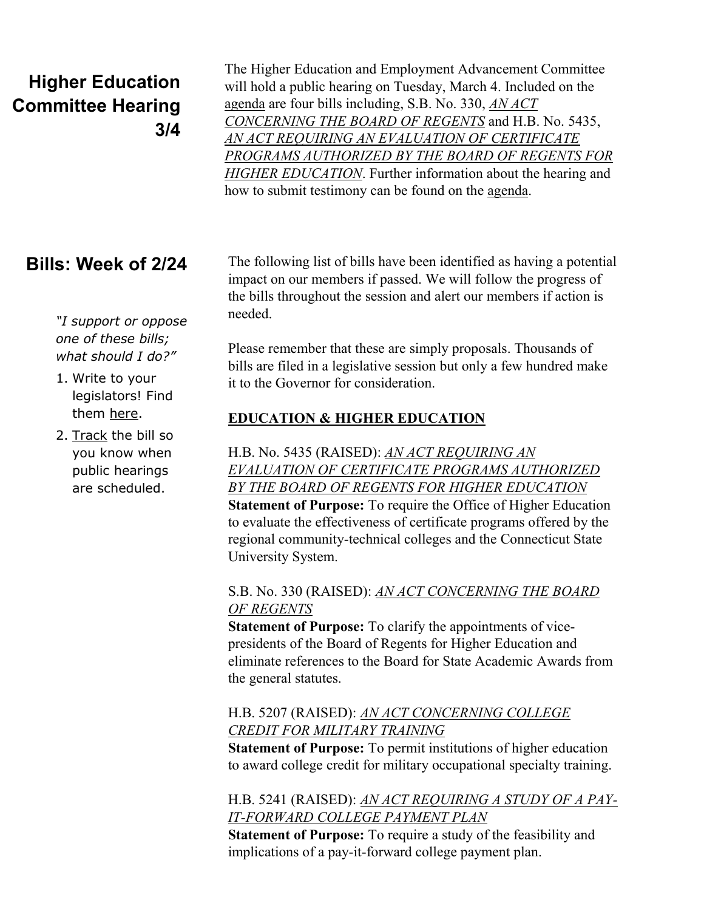## Higher Education Committee Hearing 3/4

The Higher Education and Employment Advancement Committee will hold a public hearing on Tuesday, March 4. Included on the agenda are four bills including, S.B. No. 330, *AN ACT CONCERNING THE BOARD OF REGENTS* and H.B. No. 5435, *AN ACT REQUIRING AN EVALUATION OF CERTIFICATE PROGRAMS AUTHORIZED BY THE BOARD OF REGENTS FOR HIGHER EDUCATION*. Further information about the hearing and how to submit testimony can be found on the agenda.

## Bills: Week of 2/24

*"I support or oppose one of these bills; what should I do?"*

1. Write to your legislators! Find them here.
2. Track the bill so you know when public hearings are scheduled.

The following list of bills have been identified as having a potential impact on our members if passed. We will follow the progress of the bills throughout the session and alert our members if action is needed.

Please remember that these are simply proposals. Thousands of bills are filed in a legislative session but only a few hundred make it to the Governor for consideration.

**EDUCATION & HIGHER EDUCATION**

H.B. No. 5435 (RAISED): *AN ACT REQUIRING AN EVALUATION OF CERTIFICATE PROGRAMS AUTHORIZED BY THE BOARD OF REGENTS FOR HIGHER EDUCATION*
**Statement of Purpose:** To require the Office of Higher Education to evaluate the effectiveness of certificate programs offered by the regional community-technical colleges and the Connecticut State University System.

S.B. No. 330 (RAISED): *AN ACT CONCERNING THE BOARD OF REGENTS*
**Statement of Purpose:** To clarify the appointments of vice-presidents of the Board of Regents for Higher Education and eliminate references to the Board for State Academic Awards from the general statutes.

H.B. 5207 (RAISED): *AN ACT CONCERNING COLLEGE CREDIT FOR MILITARY TRAINING*
**Statement of Purpose:** To permit institutions of higher education to award college credit for military occupational specialty training.

H.B. 5241 (RAISED): *AN ACT REQUIRING A STUDY OF A PAY-IT-FORWARD COLLEGE PAYMENT PLAN*
**Statement of Purpose:** To require a study of the feasibility and implications of a pay-it-forward college payment plan.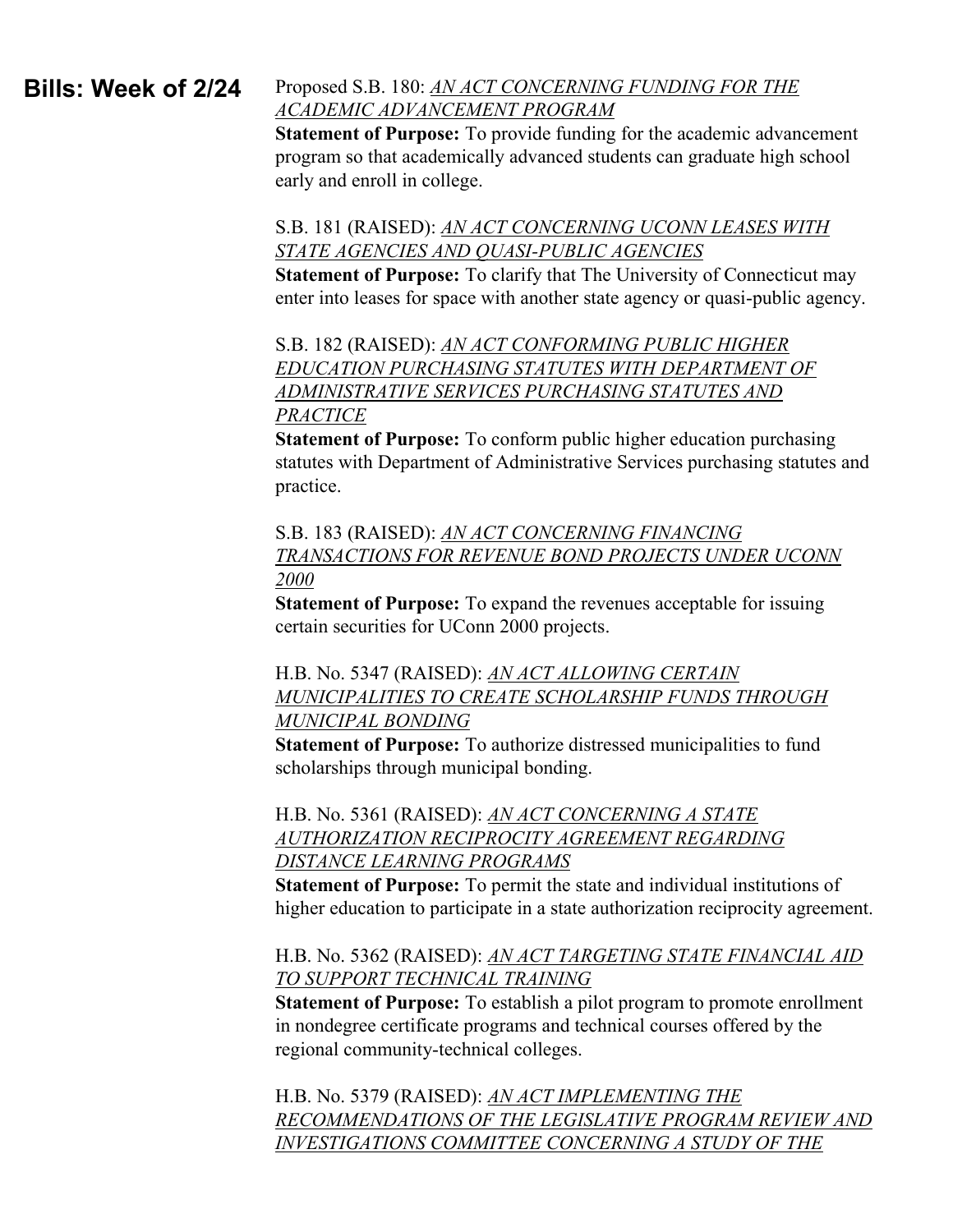## Bills: Week of 2/24

Proposed S.B. 180: *AN ACT CONCERNING FUNDING FOR THE ACADEMIC ADVANCEMENT PROGRAM*
**Statement of Purpose:** To provide funding for the academic advancement program so that academically advanced students can graduate high school early and enroll in college.

S.B. 181 (RAISED): *AN ACT CONCERNING UCONN LEASES WITH STATE AGENCIES AND QUASI-PUBLIC AGENCIES*
**Statement of Purpose:** To clarify that The University of Connecticut may enter into leases for space with another state agency or quasi-public agency.

S.B. 182 (RAISED): *AN ACT CONFORMING PUBLIC HIGHER EDUCATION PURCHASING STATUTES WITH DEPARTMENT OF ADMINISTRATIVE SERVICES PURCHASING STATUTES AND PRACTICE*
**Statement of Purpose:** To conform public higher education purchasing statutes with Department of Administrative Services purchasing statutes and practice.

S.B. 183 (RAISED): *AN ACT CONCERNING FINANCING TRANSACTIONS FOR REVENUE BOND PROJECTS UNDER UCONN 2000*
**Statement of Purpose:** To expand the revenues acceptable for issuing certain securities for UConn 2000 projects.

H.B. No. 5347 (RAISED): *AN ACT ALLOWING CERTAIN MUNICIPALITIES TO CREATE SCHOLARSHIP FUNDS THROUGH MUNICIPAL BONDING*
**Statement of Purpose:** To authorize distressed municipalities to fund scholarships through municipal bonding.

H.B. No. 5361 (RAISED): *AN ACT CONCERNING A STATE AUTHORIZATION RECIPROCITY AGREEMENT REGARDING DISTANCE LEARNING PROGRAMS*
**Statement of Purpose:** To permit the state and individual institutions of higher education to participate in a state authorization reciprocity agreement.

H.B. No. 5362 (RAISED): *AN ACT TARGETING STATE FINANCIAL AID TO SUPPORT TECHNICAL TRAINING*
**Statement of Purpose:** To establish a pilot program to promote enrollment in nondegree certificate programs and technical courses offered by the regional community-technical colleges.

H.B. No. 5379 (RAISED): *AN ACT IMPLEMENTING THE RECOMMENDATIONS OF THE LEGISLATIVE PROGRAM REVIEW AND INVESTIGATIONS COMMITTEE CONCERNING A STUDY OF THE*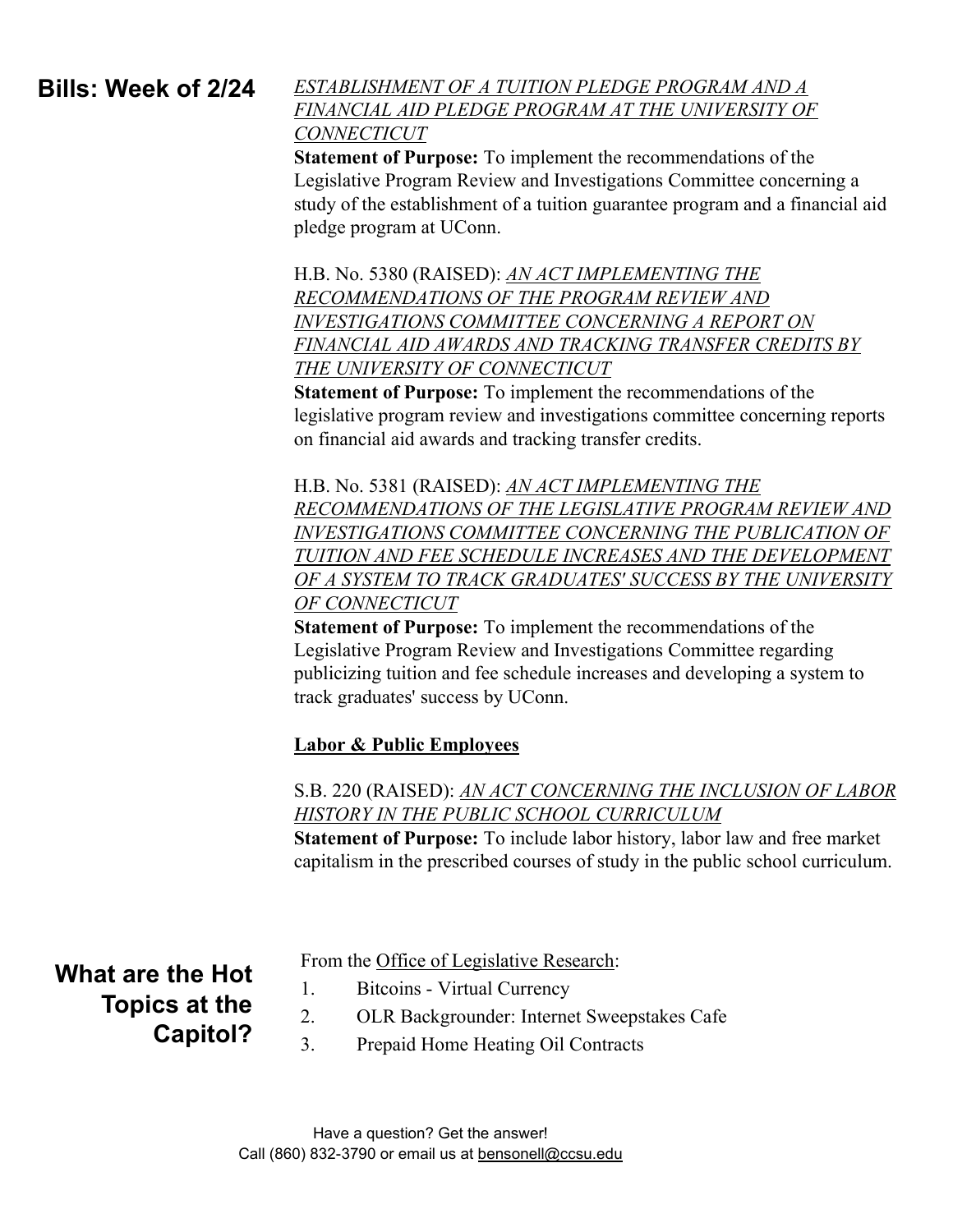## Bills: Week of 2/24

*ESTABLISHMENT OF A TUITION PLEDGE PROGRAM AND A FINANCIAL AID PLEDGE PROGRAM AT THE UNIVERSITY OF CONNECTICUT*

**Statement of Purpose:** To implement the recommendations of the Legislative Program Review and Investigations Committee concerning a study of the establishment of a tuition guarantee program and a financial aid pledge program at UConn.

H.B. No. 5380 (RAISED): *AN ACT IMPLEMENTING THE RECOMMENDATIONS OF THE PROGRAM REVIEW AND INVESTIGATIONS COMMITTEE CONCERNING A REPORT ON FINANCIAL AID AWARDS AND TRACKING TRANSFER CREDITS BY THE UNIVERSITY OF CONNECTICUT*

**Statement of Purpose:** To implement the recommendations of the legislative program review and investigations committee concerning reports on financial aid awards and tracking transfer credits.

H.B. No. 5381 (RAISED): *AN ACT IMPLEMENTING THE RECOMMENDATIONS OF THE LEGISLATIVE PROGRAM REVIEW AND INVESTIGATIONS COMMITTEE CONCERNING THE PUBLICATION OF TUITION AND FEE SCHEDULE INCREASES AND THE DEVELOPMENT OF A SYSTEM TO TRACK GRADUATES' SUCCESS BY THE UNIVERSITY OF CONNECTICUT*

**Statement of Purpose:** To implement the recommendations of the Legislative Program Review and Investigations Committee regarding publicizing tuition and fee schedule increases and developing a system to track graduates' success by UConn.

**Labor & Public Employees**

S.B. 220 (RAISED): *AN ACT CONCERNING THE INCLUSION OF LABOR HISTORY IN THE PUBLIC SCHOOL CURRICULUM*

**Statement of Purpose:** To include labor history, labor law and free market capitalism in the prescribed courses of study in the public school curriculum.

## What are the Hot Topics at the Capitol?

From the Office of Legislative Research:

1. Bitcoins - Virtual Currency
2. OLR Backgrounder: Internet Sweepstakes Cafe
3. Prepaid Home Heating Oil Contracts

Have a question? Get the answer!
Call (860) 832-3790 or email us at bensonell@ccsu.edu